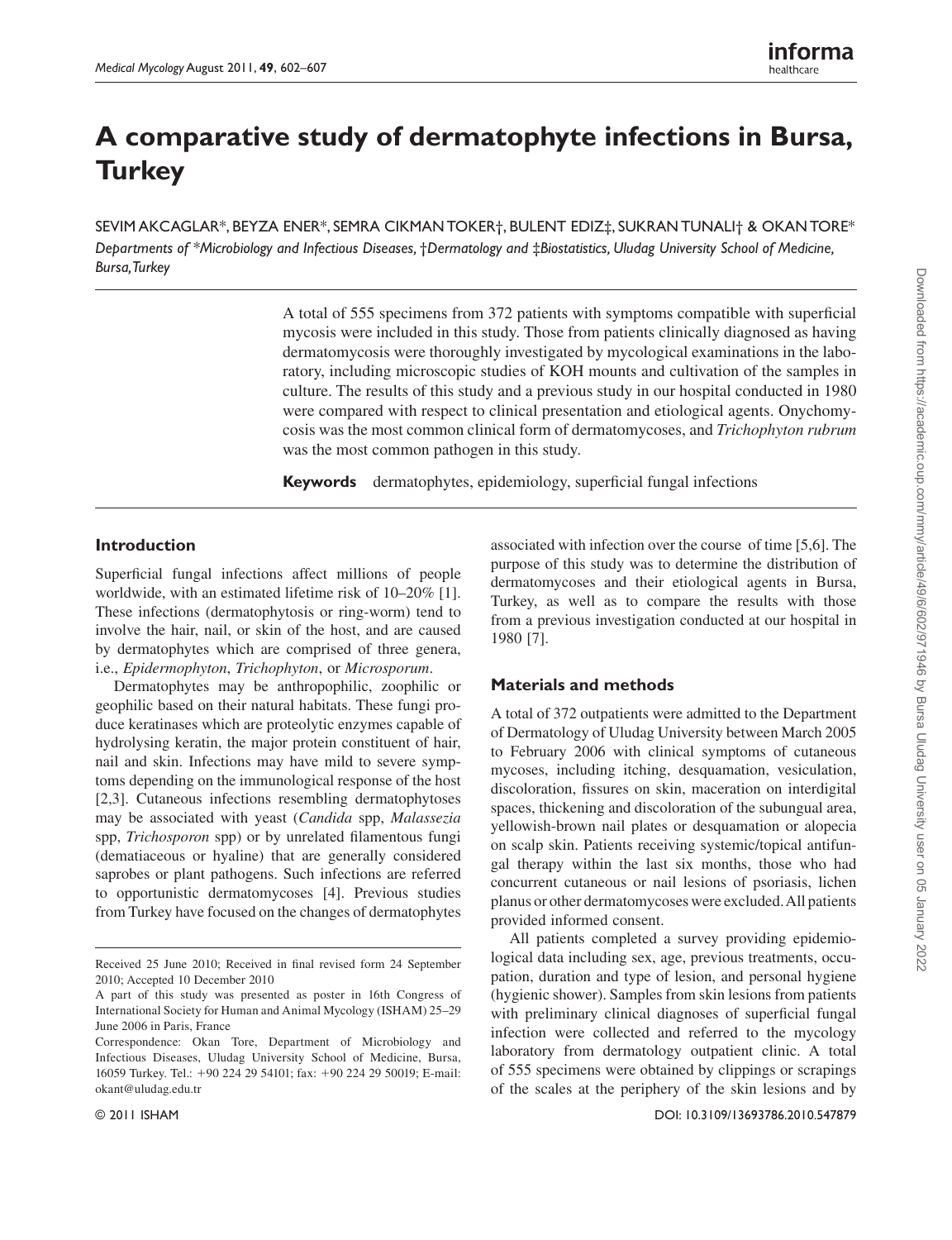# A comparative study of dermatophyte infections in Bursa, Turkey

SEVIM AKCAGLAR*, BEYZA ENER*, SEMRA CIKMAN TOKER†, BULENT EDIZ‡, SUKRAN TUNALI† & OKAN TORE*

*Departments of *Microbiology and Infectious Diseases, †Dermatology and ‡Biostatistics, Uludag University School of Medicine, Bursa, Turkey*

A total of 555 specimens from 372 patients with symptoms compatible with superficial mycosis were included in this study. Those from patients clinically diagnosed as having dermatomycosis were thoroughly investigated by mycological examinations in the laboratory, including microscopic studies of KOH mounts and cultivation of the samples in culture. The results of this study and a previous study in our hospital conducted in 1980 were compared with respect to clinical presentation and etiological agents. Onychomycosis was the most common clinical form of dermatomycoses, and *Trichophyton rubrum* was the most common pathogen in this study.

**Keywords** dermatophytes, epidemiology, superficial fungal infections

## Introduction

Superficial fungal infections affect millions of people worldwide, with an estimated lifetime risk of 10–20% [1]. These infections (dermatophytosis or ring-worm) tend to involve the hair, nail, or skin of the host, and are caused by dermatophytes which are comprised of three genera, i.e., *Epidermophyton*, *Trichophyton*, or *Microsporum*.

Dermatophytes may be anthropophilic, zoophilic or geophilic based on their natural habitats. These fungi produce keratinases which are proteolytic enzymes capable of hydrolysing keratin, the major protein constituent of hair, nail and skin. Infections may have mild to severe symptoms depending on the immunological response of the host [2,3]. Cutaneous infections resembling dermatophytoses may be associated with yeast (*Candida* spp, *Malassezia* spp, *Trichosporon* spp) or by unrelated filamentous fungi (dematiaceous or hyaline) that are generally considered saprobes or plant pathogens. Such infections are referred to opportunistic dermatomycoses [4]. Previous studies from Turkey have focused on the changes of dermatophytes associated with infection over the course of time [5,6]. The purpose of this study was to determine the distribution of dermatomycoses and their etiological agents in Bursa, Turkey, as well as to compare the results with those from a previous investigation conducted at our hospital in 1980 [7].

## Materials and methods

A total of 372 outpatients were admitted to the Department of Dermatology of Uludag University between March 2005 to February 2006 with clinical symptoms of cutaneous mycoses, including itching, desquamation, vesiculation, discoloration, fissures on skin, maceration on interdigital spaces, thickening and discoloration of the subungual area, yellowish-brown nail plates or desquamation or alopecia on scalp skin. Patients receiving systemic/topical antifungal therapy within the last six months, those who had concurrent cutaneous or nail lesions of psoriasis, lichen planus or other dermatomycoses were excluded. All patients provided informed consent.

All patients completed a survey providing epidemiological data including sex, age, previous treatments, occupation, duration and type of lesion, and personal hygiene (hygienic shower). Samples from skin lesions from patients with preliminary clinical diagnoses of superficial fungal infection were collected and referred to the mycology laboratory from dermatology outpatient clinic. A total of 555 specimens were obtained by clippings or scrapings of the scales at the periphery of the skin lesions and by

Received 25 June 2010; Received in final revised form 24 September 2010; Accepted 10 December 2010

A part of this study was presented as poster in 16th Congress of International Society for Human and Animal Mycology (ISHAM) 25–29 June 2006 in Paris, France

Correspondence: Okan Tore, Department of Microbiology and Infectious Diseases, Uludag University School of Medicine, Bursa, 16059 Turkey. Tel.: +90 224 29 54101; fax: +90 224 29 50019; E-mail: okant@uludag.edu.tr

© 2011 ISHAM

DOI: 10.3109/13693786.2010.547879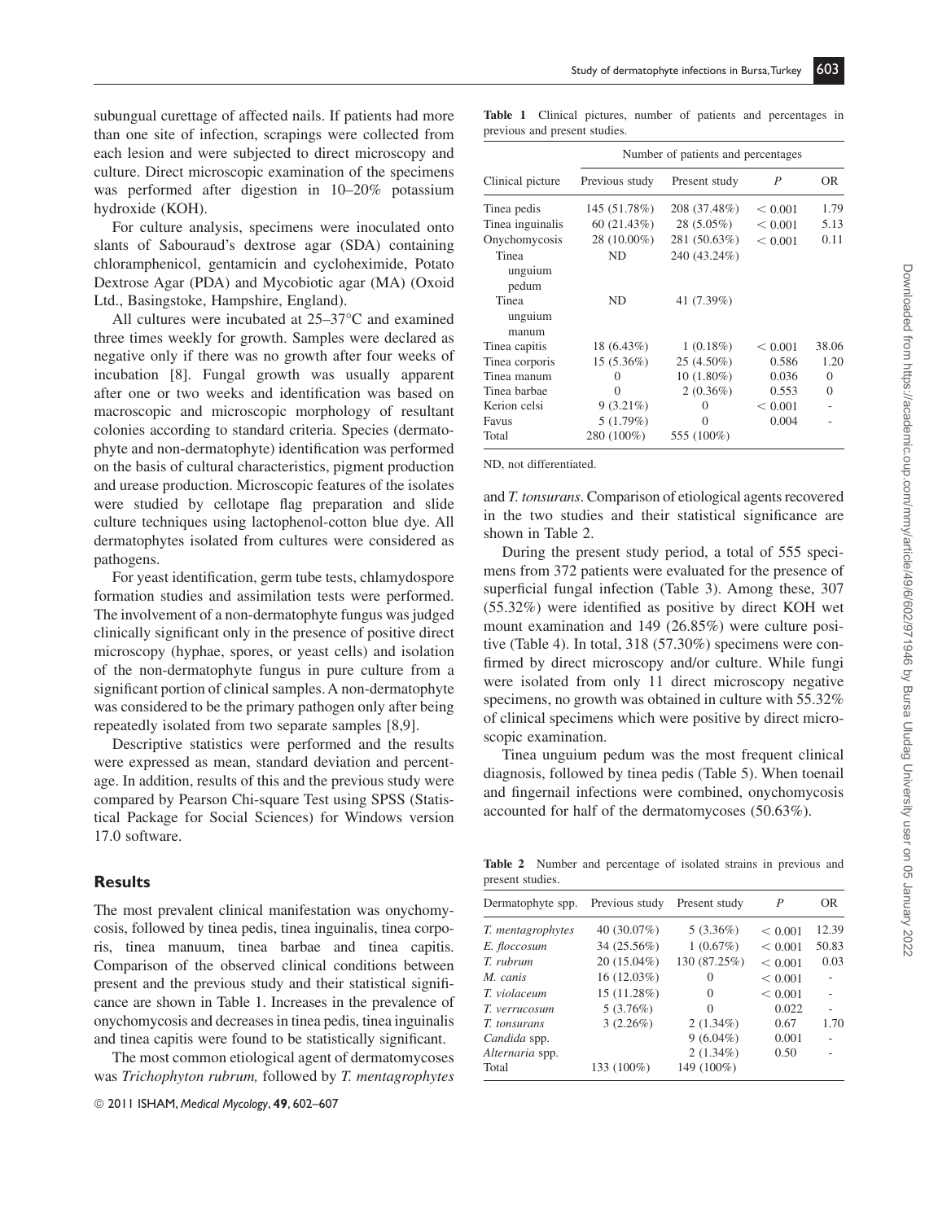subungual curettage of affected nails. If patients had more than one site of infection, scrapings were collected from each lesion and were subjected to direct microscopy and culture. Direct microscopic examination of the specimens was performed after digestion in 10–20% potassium hydroxide (KOH).

For culture analysis, specimens were inoculated onto slants of Sabouraud's dextrose agar (SDA) containing chloramphenicol, gentamicin and cycloheximide, Potato Dextrose Agar (PDA) and Mycobiotic agar (MA) (Oxoid Ltd., Basingstoke, Hampshire, England).

All cultures were incubated at 25–37°C and examined three times weekly for growth. Samples were declared as negative only if there was no growth after four weeks of incubation [8]. Fungal growth was usually apparent after one or two weeks and identification was based on macroscopic and microscopic morphology of resultant colonies according to standard criteria. Species (dermatophyte and non-dermatophyte) identification was performed on the basis of cultural characteristics, pigment production and urease production. Microscopic features of the isolates were studied by cellotape flag preparation and slide culture techniques using lactophenol-cotton blue dye. All dermatophytes isolated from cultures were considered as pathogens.

For yeast identification, germ tube tests, chlamydospore formation studies and assimilation tests were performed. The involvement of a non-dermatophyte fungus was judged clinically significant only in the presence of positive direct microscopy (hyphae, spores, or yeast cells) and isolation of the non-dermatophyte fungus in pure culture from a significant portion of clinical samples. A non-dermatophyte was considered to be the primary pathogen only after being repeatedly isolated from two separate samples [8,9].

Descriptive statistics were performed and the results were expressed as mean, standard deviation and percentage. In addition, results of this and the previous study were compared by Pearson Chi-square Test using SPSS (Statistical Package for Social Sciences) for Windows version 17.0 software.

## Results

The most prevalent clinical manifestation was onychomycosis, followed by tinea pedis, tinea inguinalis, tinea corporis, tinea manuum, tinea barbae and tinea capitis. Comparison of the observed clinical conditions between present and the previous study and their statistical significance are shown in Table 1. Increases in the prevalence of onychomycosis and decreases in tinea pedis, tinea inguinalis and tinea capitis were found to be statistically significant.

The most common etiological agent of dermatomycoses was *Trichophyton rubrum,* followed by *T. mentagrophytes* and *T. tonsurans*. Comparison of etiological agents recovered in the two studies and their statistical significance are shown in Table 2.

During the present study period, a total of 555 specimens from 372 patients were evaluated for the presence of superficial fungal infection (Table 3). Among these, 307 (55.32%) were identified as positive by direct KOH wet mount examination and 149 (26.85%) were culture positive (Table 4). In total, 318 (57.30%) specimens were confirmed by direct microscopy and/or culture. While fungi were isolated from only 11 direct microscopy negative specimens, no growth was obtained in culture with 55.32% of clinical specimens which were positive by direct microscopic examination.

Tinea unguium pedum was the most frequent clinical diagnosis, followed by tinea pedis (Table 5). When toenail and fingernail infections were combined, onychomycosis accounted for half of the dermatomycoses (50.63%).

**Table 1** Clinical pictures, number of patients and percentages in previous and present studies.

| Clinical picture | Number of patients and percentages | | | |
|---|---|---|---|---|
| | Previous study | Present study | *P* | OR |
| Tinea pedis | 145 (51.78%) | 208 (37.48%) | < 0.001 | 1.79 |
| Tinea inguinalis | 60 (21.43%) | 28 (5.05%) | < 0.001 | 5.13 |
| Onychomycosis | 28 (10.00%) | 281 (50.63%) | < 0.001 | 0.11 |
| Tinea unguium pedum | ND | 240 (43.24%) | | |
| Tinea unguium manum | ND | 41 (7.39%) | | |
| Tinea capitis | 18 (6.43%) | 1 (0.18%) | < 0.001 | 38.06 |
| Tinea corporis | 15 (5.36%) | 25 (4.50%) | 0.586 | 1.20 |
| Tinea manum | 0 | 10 (1.80%) | 0.036 | 0 |
| Tinea barbae | 0 | 2 (0.36%) | 0.553 | 0 |
| Kerion celsi | 9 (3.21%) | 0 | < 0.001 | - |
| Favus | 5 (1.79%) | 0 | 0.004 | - |
| Total | 280 (100%) | 555 (100%) | | |

ND, not differentiated.

**Table 2** Number and percentage of isolated strains in previous and present studies.

| Dermatophyte spp. | Previous study | Present study | *P* | OR |
|---|---|---|---|---|
| *T. mentagrophytes* | 40 (30.07%) | 5 (3.36%) | < 0.001 | 12.39 |
| *E. floccosum* | 34 (25.56%) | 1 (0.67%) | < 0.001 | 50.83 |
| *T. rubrum* | 20 (15.04%) | 130 (87.25%) | < 0.001 | 0.03 |
| *M. canis* | 16 (12.03%) | 0 | < 0.001 | - |
| *T. violaceum* | 15 (11.28%) | 0 | < 0.001 | - |
| *T. verrucosum* | 5 (3.76%) | 0 | 0.022 | - |
| *T. tonsurans* | 3 (2.26%) | 2 (1.34%) | 0.67 | 1.70 |
| *Candida* spp. | | 9 (6.04%) | 0.001 | - |
| *Alternaria* spp. | | 2 (1.34%) | 0.50 | - |
| Total | 133 (100%) | 149 (100%) | | |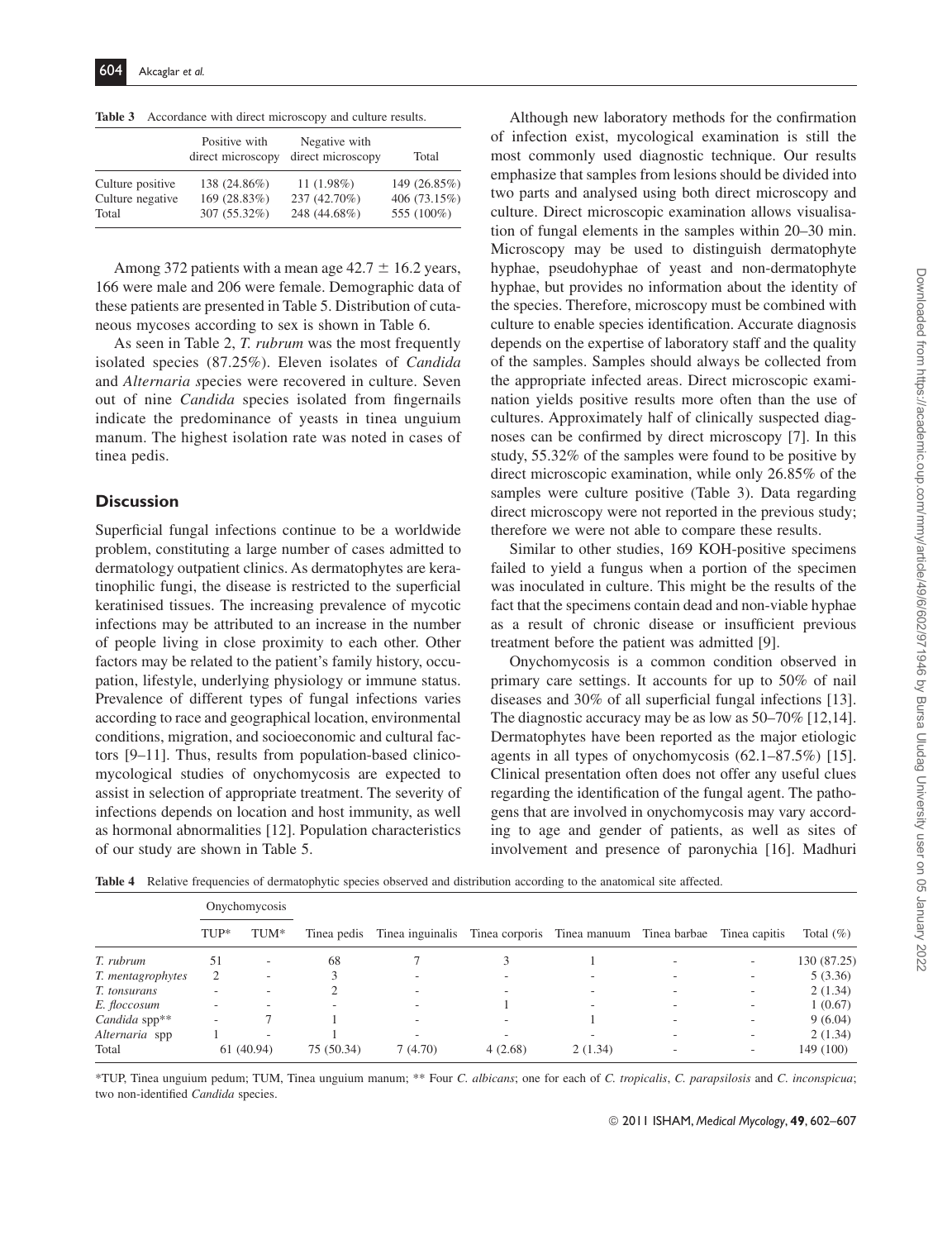**Table 3** Accordance with direct microscopy and culture results.

| | Positive with direct microscopy | Negative with direct microscopy | Total |
|---|---|---|---|
| Culture positive | 138 (24.86%) | 11 (1.98%) | 149 (26.85%) |
| Culture negative | 169 (28.83%) | 237 (42.70%) | 406 (73.15%) |
| Total | 307 (55.32%) | 248 (44.68%) | 555 (100%) |

Among 372 patients with a mean age 42.7 ± 16.2 years, 166 were male and 206 were female. Demographic data of these patients are presented in Table 5. Distribution of cutaneous mycoses according to sex is shown in Table 6.

As seen in Table 2, *T. rubrum* was the most frequently isolated species (87.25%). Eleven isolates of *Candida* and *Alternaria s*pecies were recovered in culture. Seven out of nine *Candida* species isolated from fingernails indicate the predominance of yeasts in tinea unguium manum. The highest isolation rate was noted in cases of tinea pedis.

## Discussion

Superficial fungal infections continue to be a worldwide problem, constituting a large number of cases admitted to dermatology outpatient clinics. As dermatophytes are keratinophilic fungi, the disease is restricted to the superficial keratinised tissues. The increasing prevalence of mycotic infections may be attributed to an increase in the number of people living in close proximity to each other. Other factors may be related to the patient's family history, occupation, lifestyle, underlying physiology or immune status. Prevalence of different types of fungal infections varies according to race and geographical location, environmental conditions, migration, and socioeconomic and cultural factors [9–11]. Thus, results from population-based clinicomycological studies of onychomycosis are expected to assist in selection of appropriate treatment. The severity of infections depends on location and host immunity, as well as hormonal abnormalities [12]. Population characteristics of our study are shown in Table 5.

Although new laboratory methods for the confirmation of infection exist, mycological examination is still the most commonly used diagnostic technique. Our results emphasize that samples from lesions should be divided into two parts and analysed using both direct microscopy and culture. Direct microscopic examination allows visualisation of fungal elements in the samples within 20–30 min. Microscopy may be used to distinguish dermatophyte hyphae, pseudohyphae of yeast and non-dermatophyte hyphae, but provides no information about the identity of the species. Therefore, microscopy must be combined with culture to enable species identification. Accurate diagnosis depends on the expertise of laboratory staff and the quality of the samples. Samples should always be collected from the appropriate infected areas. Direct microscopic examination yields positive results more often than the use of cultures. Approximately half of clinically suspected diagnoses can be confirmed by direct microscopy [7]. In this study, 55.32% of the samples were found to be positive by direct microscopic examination, while only 26.85% of the samples were culture positive (Table 3). Data regarding direct microscopy were not reported in the previous study; therefore we were not able to compare these results.

Similar to other studies, 169 KOH-positive specimens failed to yield a fungus when a portion of the specimen was inoculated in culture. This might be the results of the fact that the specimens contain dead and non-viable hyphae as a result of chronic disease or insufficient previous treatment before the patient was admitted [9].

Onychomycosis is a common condition observed in primary care settings. It accounts for up to 50% of nail diseases and 30% of all superficial fungal infections [13]. The diagnostic accuracy may be as low as 50–70% [12,14]. Dermatophytes have been reported as the major etiologic agents in all types of onychomycosis (62.1–87.5%) [15]. Clinical presentation often does not offer any useful clues regarding the identification of the fungal agent. The pathogens that are involved in onychomycosis may vary according to age and gender of patients, as well as sites of involvement and presence of paronychia [16]. Madhuri

**Table 4** Relative frequencies of dermatophytic species observed and distribution according to the anatomical site affected.

| | Onychomycosis | | | | | | | | |
|---|---|---|---|---|---|---|---|---|---|
| | TUP* | TUM* | Tinea pedis | Tinea inguinalis | Tinea corporis | Tinea manuum | Tinea barbae | Tinea capitis | Total (%) |
| *T. rubrum* | 51 | - | 68 | 7 | 3 | 1 | - | - | 130 (87.25) |
| *T. mentagrophytes* | 2 | - | 3 | - | - | - | - | - | 5 (3.36) |
| *T. tonsurans* | - | - | 2 | - | - | - | - | - | 2 (1.34) |
| *E. floccosum* | - | - | - | - | 1 | - | - | - | 1 (0.67) |
| *Candida* spp** | - | 7 | 1 | - | - | 1 | - | - | 9 (6.04) |
| *Alternaria* spp | 1 | - | 1 | - | - | - | - | - | 2 (1.34) |
| Total | 61 (40.94) | | 75 (50.34) | 7 (4.70) | 4 (2.68) | 2 (1.34) | - | - | 149 (100) |

*TUP, Tinea unguium pedum; TUM, Tinea unguium manum; ** Four *C. albicans*; one for each of *C. tropicalis*, *C. parapsilosis* and *C. inconspicua*; two non-identified *Candida* species.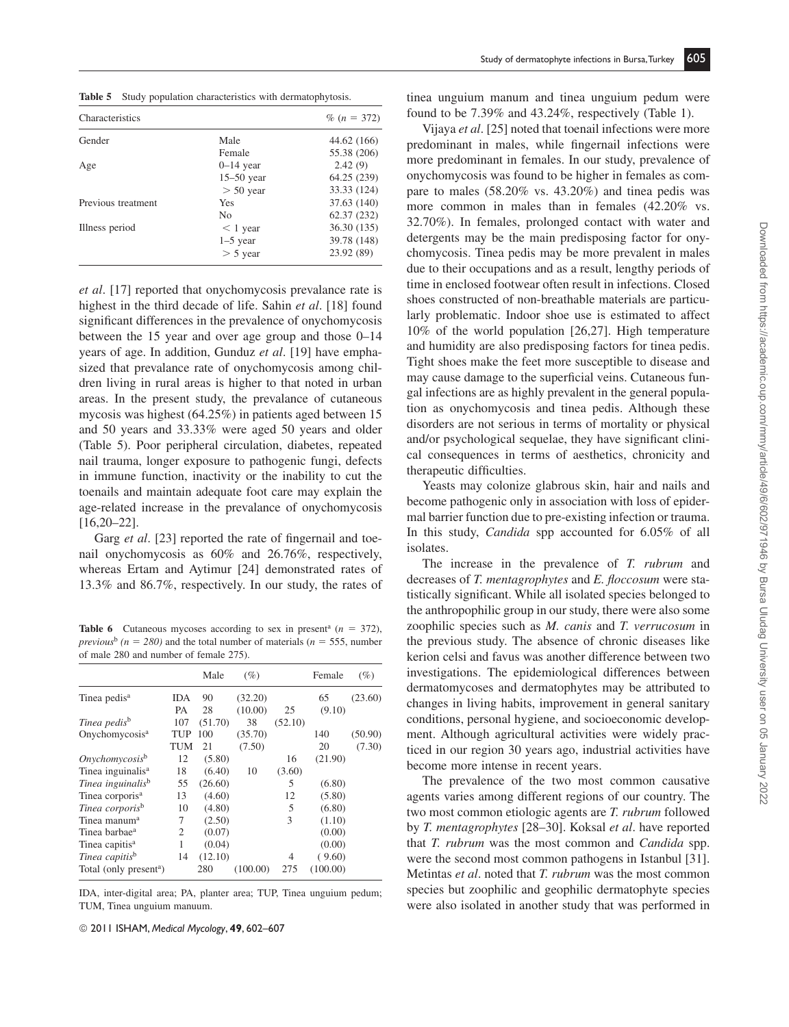**Table 5** Study population characteristics with dermatophytosis.

| Characteristics | | % ($n$ = 372) |
|---|---|---|
| Gender | Male | 44.62 (166) |
| | Female | 55.38 (206) |
| Age | 0–14 year | 2.42 (9) |
| | 15–50 year | 64.25 (239) |
| | > 50 year | 33.33 (124) |
| Previous treatment | Yes | 37.63 (140) |
| | No | 62.37 (232) |
| Illness period | < 1 year | 36.30 (135) |
| | 1–5 year | 39.78 (148) |
| | > 5 year | 23.92 (89) |

*et al*. [17] reported that onychomycosis prevalance rate is highest in the third decade of life. Sahin *et al*. [18] found significant differences in the prevalence of onychomycosis between the 15 year and over age group and those 0–14 years of age. In addition, Gunduz *et al*. [19] have emphasized that prevalance rate of onychomycosis among children living in rural areas is higher to that noted in urban areas. In the present study, the prevalance of cutaneous mycosis was highest (64.25%) in patients aged between 15 and 50 years and 33.33% were aged 50 years and older (Table 5). Poor peripheral circulation, diabetes, repeated nail trauma, longer exposure to pathogenic fungi, defects in immune function, inactivity or the inability to cut the toenails and maintain adequate foot care may explain the age-related increase in the prevalance of onychomycosis [16,20–22].

Garg *et al*. [23] reported the rate of fingernail and toenail onychomycosis as 60% and 26.76%, respectively, whereas Ertam and Aytimur [24] demonstrated rates of 13.3% and 86.7%, respectively. In our study, the rates of

**Table 6** Cutaneous mycoses according to sex in present[a] ($n$ = 372), *previous*[b] *($n$ = 280)* and the total number of materials ($n$ = 555, number of male 280 and number of female 275).

| | | Male | (%) | | Female | (%) |
|---|---|---|---|---|---|---|
| Tinea pedis[a] | IDA | 90 | (32.20) | | 65 | (23.60) |
| | PA | 28 | (10.00) | 25 | (9.10) | |
| *Tinea pedis*[b] | 107 | (51.70) | 38 | (52.10) | | |
| Onychomycosis[a] | TUP | 100 | (35.70) | | 140 | (50.90) |
| | TUM | 21 | (7.50) | | 20 | (7.30) |
| *Onychomycosis*[b] | 12 | (5.80) | | 16 | (21.90) | |
| Tinea inguinalis[a] | 18 | (6.40) | 10 | (3.60) | | |
| *Tinea inguinalis*[b] | 55 | (26.60) | | 5 | (6.80) | |
| Tinea corporis[a] | 13 | (4.60) | | 12 | (5.80) | |
| *Tinea corporis*[b] | 10 | (4.80) | | 5 | (6.80) | |
| Tinea manum[a] | 7 | (2.50) | | 3 | (1.10) | |
| Tinea barbae[a] | 2 | (0.07) | | | (0.00) | |
| Tinea capitis[a] | 1 | (0.04) | | | (0.00) | |
| *Tinea capitis*[b] | 14 | (12.10) | | 4 | (9.60) | |
| Total (only present[a]) | | 280 | (100.00) | 275 | (100.00) | |

IDA, inter-digital area; PA, planter area; TUP, Tinea unguium pedum; TUM, Tinea unguium manuum.

tinea unguium manum and tinea unguium pedum were found to be 7.39% and 43.24%, respectively (Table 1).

Vijaya *et al*. [25] noted that toenail infections were more predominant in males, while fingernail infections were more predominant in females. In our study, prevalence of onychomycosis was found to be higher in females as compare to males (58.20% vs. 43.20%) and tinea pedis was more common in males than in females (42.20% vs. 32.70%). In females, prolonged contact with water and detergents may be the main predisposing factor for onychomycosis. Tinea pedis may be more prevalent in males due to their occupations and as a result, lengthy periods of time in enclosed footwear often result in infections. Closed shoes constructed of non-breathable materials are particularly problematic. Indoor shoe use is estimated to affect 10% of the world population [26,27]. High temperature and humidity are also predisposing factors for tinea pedis. Tight shoes make the feet more susceptible to disease and may cause damage to the superficial veins. Cutaneous fungal infections are as highly prevalent in the general population as onychomycosis and tinea pedis. Although these disorders are not serious in terms of mortality or physical and/or psychological sequelae, they have significant clinical consequences in terms of aesthetics, chronicity and therapeutic difficulties.

Yeasts may colonize glabrous skin, hair and nails and become pathogenic only in association with loss of epidermal barrier function due to pre-existing infection or trauma. In this study, *Candida* spp accounted for 6.05% of all isolates.

The increase in the prevalence of *T. rubrum* and decreases of *T. mentagrophytes* and *E. floccosum* were statistically significant. While all isolated species belonged to the anthropophilic group in our study, there were also some zoophilic species such as *M. canis* and *T. verrucosum* in the previous study. The absence of chronic diseases like kerion celsi and favus was another difference between two investigations. The epidemiological differences between dermatomycoses and dermatophytes may be attributed to changes in living habits, improvement in general sanitary conditions, personal hygiene, and socioeconomic development. Although agricultural activities were widely practiced in our region 30 years ago, industrial activities have become more intense in recent years.

The prevalence of the two most common causative agents varies among different regions of our country. The two most common etiologic agents are *T. rubrum* followed by *T. mentagrophytes* [28–30]. Koksal *et al*. have reported that *T. rubrum* was the most common and *Candida* spp. were the second most common pathogens in Istanbul [31]. Metintas *et al*. noted that *T. rubrum* was the most common species but zoophilic and geophilic dermatophyte species were also isolated in another study that was performed in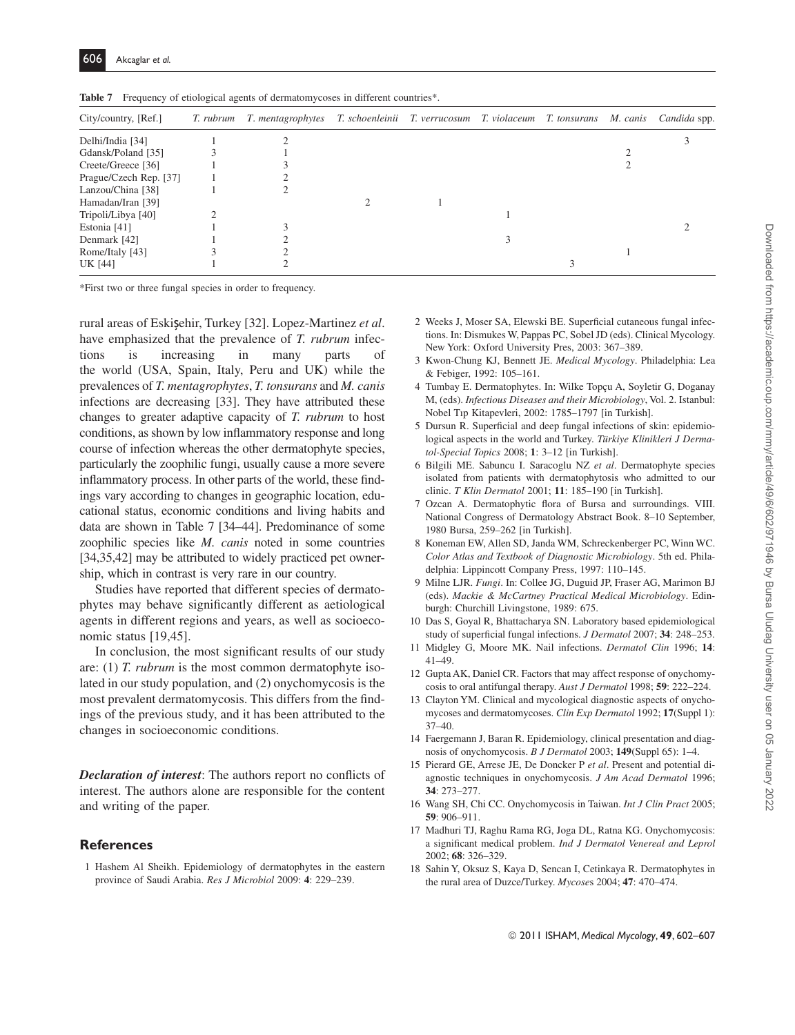**Table 7** Frequency of etiological agents of dermatomycoses in different countries*.

| City/country, [Ref.] | *T. rubrum* | *T. mentagrophytes* | *T. schoenleinii* | *T. verrucosum* | *T. violaceum* | *T. tonsurans* | *M. canis* | *Candida* spp. |
|---|---|---|---|---|---|---|---|---|
| Delhi/India [34] | 1 | 2 | | | | | | 3 |
| Gdansk/Poland [35] | 3 | 1 | | | | | 2 | |
| Creete/Greece [36] | 1 | 3 | | | | | 2 | |
| Prague/Czech Rep. [37] | 1 | 2 | | | | | | |
| Lanzou/China [38] | 1 | 2 | | | | | | |
| Hamadan/Iran [39] | | | 2 | 1 | | | | |
| Tripoli/Libya [40] | 2 | | | | 1 | | | |
| Estonia [41] | 1 | 3 | | | | | | 2 |
| Denmark [42] | 1 | 2 | | | 3 | | | |
| Rome/Italy [43] | 3 | 2 | | | | | 1 | |
| UK [44] | 1 | 2 | | | | 3 | | |

*First two or three fungal species in order to frequency.

rural areas of Eskişehir, Turkey [32]. Lopez-Martinez *et al*. have emphasized that the prevalence of *T. rubrum* infections is increasing in many parts of the world (USA, Spain, Italy, Peru and UK) while the prevalences of *T. mentagrophytes*, *T. tonsurans* and *M. canis* infections are decreasing [33]. They have attributed these changes to greater adaptive capacity of *T. rubrum* to host conditions, as shown by low inflammatory response and long course of infection whereas the other dermatophyte species, particularly the zoophilic fungi, usually cause a more severe inflammatory process. In other parts of the world, these findings vary according to changes in geographic location, educational status, economic conditions and living habits and data are shown in Table 7 [34–44]. Predominance of some zoophilic species like *M. canis* noted in some countries [34,35,42] may be attributed to widely practiced pet ownership, which in contrast is very rare in our country.

Studies have reported that different species of dermatophytes may behave significantly different as aetiological agents in different regions and years, as well as socioeconomic status [19,45].

In conclusion, the most significant results of our study are: (1) *T. rubrum* is the most common dermatophyte isolated in our study population, and (2) onychomycosis is the most prevalent dermatomycosis. This differs from the findings of the previous study, and it has been attributed to the changes in socioeconomic conditions.

***Declaration of interest***: The authors report no conflicts of interest. The authors alone are responsible for the content and writing of the paper.

## References

1 Hashem Al Sheikh. Epidemiology of dermatophytes in the eastern province of Saudi Arabia. *Res J Microbiol* 2009: **4**: 229–239.

2 Weeks J, Moser SA, Elewski BE. Superficial cutaneous fungal infections. In: Dismukes W, Pappas PC, Sobel JD (eds). Clinical Mycology. New York: Oxford University Pres, 2003: 367–389.

3 Kwon-Chung KJ, Bennett JE. *Medical Mycology*. Philadelphia: Lea & Febiger, 1992: 105–161.

4 Tumbay E. Dermatophytes. In: Wilke Topçu A, Soyletir G, Doganay M, (eds). *Infectious Diseases and their Microbiology*, Vol. 2. Istanbul: Nobel Tıp Kitapevleri, 2002: 1785–1797 [in Turkish].

5 Dursun R. Superficial and deep fungal infections of skin: epidemiological aspects in the world and Turkey. *Türkiye Klinikleri J Dermatol-Special Topics* 2008; **1**: 3–12 [in Turkish].

6 Bilgili ME. Sabuncu I. Saracoglu NZ *et al*. Dermatophyte species isolated from patients with dermatophytosis who admitted to our clinic. *T Klin Dermatol* 2001; **11**: 185–190 [in Turkish].

7 Ozcan A. Dermatophytic flora of Bursa and surroundings. VIII. National Congress of Dermatology Abstract Book. 8–10 September, 1980 Bursa, 259–262 [in Turkish].

8 Koneman EW, Allen SD, Janda WM, Schreckenberger PC, Winn WC. *Color Atlas and Textbook of Diagnostic Microbiology*. 5th ed. Philadelphia: Lippincott Company Press, 1997: 110–145.

9 Milne LJR. *Fungi*. In: Collee JG, Duguid JP, Fraser AG, Marimon BJ (eds). *Mackie & McCartney Practical Medical Microbiology*. Edinburgh: Churchill Livingstone, 1989: 675.

10 Das S, Goyal R, Bhattacharya SN. Laboratory based epidemiological study of superficial fungal infections. *J Dermatol* 2007; **34**: 248–253.

11 Midgley G, Moore MK. Nail infections. *Dermatol Clin* 1996; **14**: 41–49.

12 Gupta AK, Daniel CR. Factors that may affect response of onychomycosis to oral antifungal therapy. *Aust J Dermatol* 1998; **59**: 222–224.

13 Clayton YM. Clinical and mycological diagnostic aspects of onychomycoses and dermatomycoses. *Clin Exp Dermatol* 1992; **17**(Suppl 1): 37–40.

14 Faergemann J, Baran R. Epidemiology, clinical presentation and diagnosis of onychomycosis. *B J Dermatol* 2003; **149**(Suppl 65): 1–4.

15 Pierard GE, Arrese JE, De Doncker P *et al*. Present and potential diagnostic techniques in onychomycosis. *J Am Acad Dermatol* 1996; **34**: 273–277.

16 Wang SH, Chi CC. Onychomycosis in Taiwan. *Int J Clin Pract* 2005; **59**: 906–911.

17 Madhuri TJ, Raghu Rama RG, Joga DL, Ratna KG. Onychomycosis: a significant medical problem. *Ind J Dermatol Venereal and Leprol* 2002; **68**: 326–329.

18 Sahin Y, Oksuz S, Kaya D, Sencan I, Cetinkaya R. Dermatophytes in the rural area of Duzce/Turkey. *Mycoses* 2004; **47**: 470–474.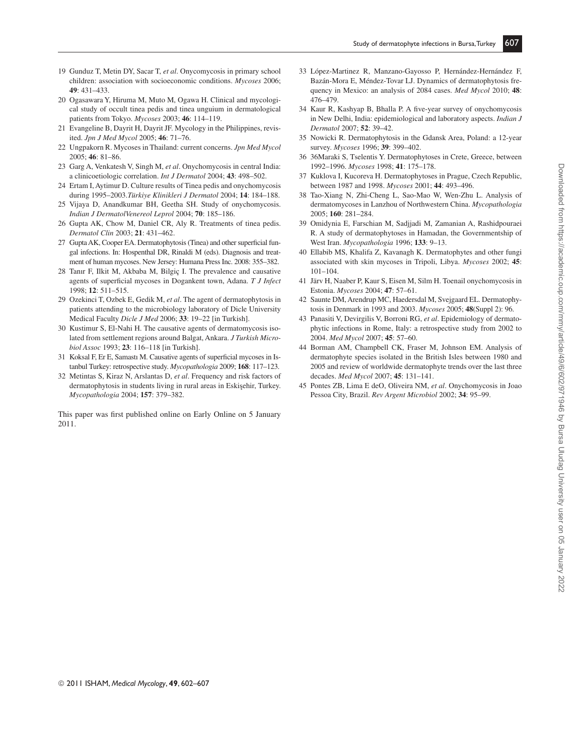19 Gunduz T, Metin DY, Sacar T, *et al*. Onycomycosis in primary school children: association with socioeconomic conditions. *Mycoses* 2006; **49**: 431–433.

20 Ogasawara Y, Hiruma M, Muto M, Ogawa H. Clinical and mycological study of occult tinea pedis and tinea unguium in dermatological patients from Tokyo. *Mycoses* 2003; **46**: 114–119.

21 Evangeline B, Dayrit H, Dayrit JF. Mycology in the Philippines, revisited. *Jpn J Med Mycol* 2005; **46**: 71–76.

22 Ungpakorn R. Mycoses in Thailand: current concerns. *Jpn Med Mycol* 2005; **46**: 81–86.

23 Garg A, Venkatesh V, Singh M, *et al*. Onychomycosis in central India: a clinicoetiologic correlation. *Int J Dermatol* 2004; **43**: 498–502.

24 Ertam I, Aytimur D. Culture results of Tinea pedis and onychomycosis during 1995–2003.*Türkiye Klinikleri J Dermatol* 2004; **14**: 184–188.

25 Vijaya D, Anandkumar BH, Geetha SH. Study of onychomycosis. *Indian J DermatolVenereol Leprol* 2004; **70**: 185–186.

26 Gupta AK, Chow M, Daniel CR, Aly R. Treatments of tinea pedis. *Dermatol Clin* 2003; **21**: 431–462.

27 Gupta AK, Cooper EA. Dermatophytosis (Tinea) and other superficial fungal infections. In: Hospenthal DR, Rinaldi M (eds). Diagnosis and treatment of human mycoses. New Jersey: Humana Press Inc. 2008: 355–382.

28 Tanır F, Ilkit M, Akbaba M, Bilgiç I. The prevalence and causative agents of superficial mycoses in Dogankent town, Adana. *T J Infect* 1998; **12**: 511–515.

29 Ozekinci T, Ozbek E, Gedik M, *et al*. The agent of dermatophytosis in patients attending to the microbiology laboratory of Dicle University Medical Faculty *Dicle J Med* 2006; **33**: 19–22 [in Turkish].

30 Kustimur S, El-Nahi H. The causative agents of dermatomycosis isolated from settlement regions around Balgat, Ankara. *J Turkish Microbiol Assoc* 1993; **23**: 116–118 [in Turkish].

31 Koksal F, Er E, Samastı M. Causative agents of superficial mycoses in Istanbul Turkey: retrospective study. *Mycopathologia* 2009; **168**: 117–123.

32 Metintas S, Kiraz N, Arslantas D, *et al*. Frequency and risk factors of dermatophytosis in students living in rural areas in Eskişehir, Turkey. *Mycopathologia* 2004; **157**: 379–382.

33 López-Martinez R, Manzano-Gayosso P, Hernández-Hernández F, Bazán-Mora E, Méndez-Tovar LJ. Dynamics of dermatophytosis frequency in Mexico: an analysis of 2084 cases. *Med Mycol* 2010; **48**: 476–479.

34 Kaur R, Kashyap B, Bhalla P. A five-year survey of onychomycosis in New Delhi, India: epidemiological and laboratory aspects. *Indian J Dermatol* 2007; **52**: 39–42.

35 Nowicki R. Dermatophytosis in the Gdansk Area, Poland: a 12-year survey. *Mycoses* 1996; **39**: 399–402.

36 36Maraki S, Tselentis Y. Dermatophytoses in Crete, Greece, between 1992–1996. *Mycoses* 1998; **41**: 175–178.

37 Kuklova I, Kucoreva H. Dermatophytoses in Prague, Czech Republic, between 1987 and 1998. *Mycoses* 2001; **44**: 493–496.

38 Tao-Xiang N, Zhi-Cheng L, Sao-Mao W, Wen-Zhu L. Analysis of dermatomycoses in Lanzhou of Northwestern China. *Mycopathologia* 2005; **160**: 281–284.

39 Omidynia E, Farschian M, Sadjjadi M, Zamanian A, Rashidpouraei R. A study of dermatophytoses in Hamadan, the Governmentship of West Iran. *Mycopathologia* 1996; **133**: 9–13.

40 Ellabib MS, Khalifa Z, Kavanagh K. Dermatophytes and other fungi associated with skin mycoses in Tripoli, Libya. *Mycoses* 2002; **45**: 101–104.

41 Järv H, Naaber P, Kaur S, Eisen M, Silm H. Toenail onychomycosis in Estonia. *Mycoses* 2004; **47**: 57–61.

42 Saunte DM, Arendrup MC, Haedersdal M, Svejgaard EL. Dermatophytosis in Denmark in 1993 and 2003. *Mycoses* 2005; **48**(Suppl 2): 96.

43 Panasiti V, Devirgilis V, Borroni RG, *et al*. Epidemiology of dermatophytic infections in Rome, Italy: a retrospective study from 2002 to 2004. *Med Mycol* 2007; **45**: 57–60.

44 Borman AM, Champbell CK, Fraser M, Johnson EM. Analysis of dermatophyte species isolated in the British Isles between 1980 and 2005 and review of worldwide dermatophyte trends over the last three decades. *Med Mycol* 2007; **45**: 131–141.

45 Pontes ZB, Lima E deO, Oliveira NM, *et al*. Onychomycosis in Joao Pessoa City, Brazil. *Rev Argent Microbiol* 2002; **34**: 95–99.

This paper was first published online on Early Online on 5 January 2011.